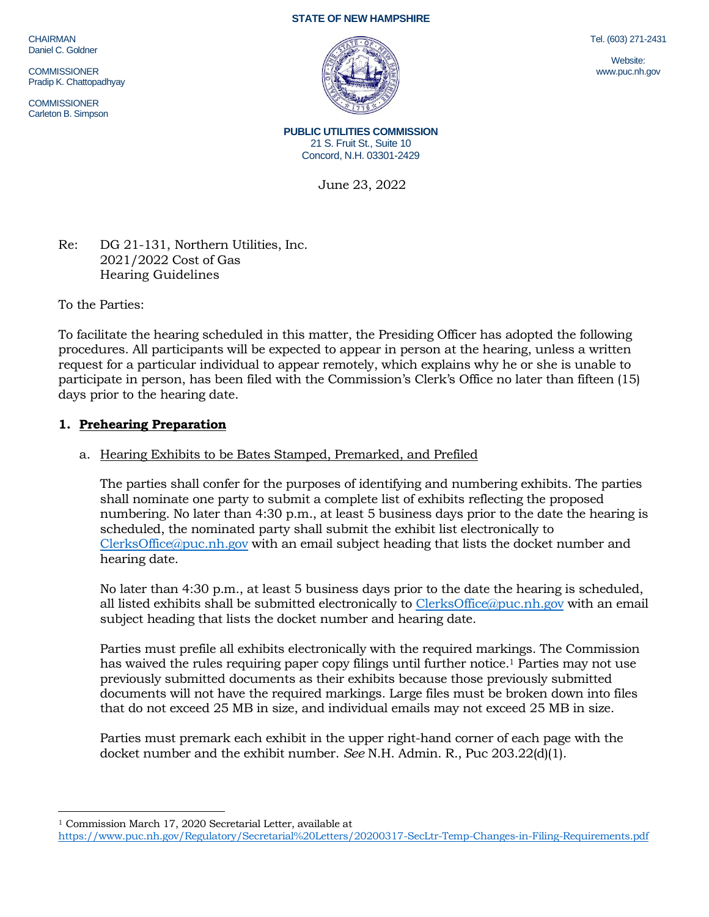STATE OF NEW HAMPSHIRE

CHAIRMAN
Daniel C. Goldner

COMMISSIONER
Pradip K. Chattopadhyay

COMMISSIONER
Carleton B. Simpson

Tel. (603) 271-2431

Website:
www.puc.nh.gov

**PUBLIC UTILITIES COMMISSION**
21 S. Fruit St., Suite 10
Concord, N.H. 03301-2429

June 23, 2022

Re: DG 21-131, Northern Utilities, Inc.
2021/2022 Cost of Gas
Hearing Guidelines

To the Parties:

To facilitate the hearing scheduled in this matter, the Presiding Officer has adopted the following procedures. All participants will be expected to appear in person at the hearing, unless a written request for a particular individual to appear remotely, which explains why he or she is unable to participate in person, has been filed with the Commission's Clerk's Office no later than fifteen (15) days prior to the hearing date.

## 1. Prehearing Preparation

a. Hearing Exhibits to be Bates Stamped, Premarked, and Prefiled

The parties shall confer for the purposes of identifying and numbering exhibits. The parties shall nominate one party to submit a complete list of exhibits reflecting the proposed numbering. No later than 4:30 p.m., at least 5 business days prior to the date the hearing is scheduled, the nominated party shall submit the exhibit list electronically to ClerksOffice@puc.nh.gov with an email subject heading that lists the docket number and hearing date.

No later than 4:30 p.m., at least 5 business days prior to the date the hearing is scheduled, all listed exhibits shall be submitted electronically to ClerksOffice@puc.nh.gov with an email subject heading that lists the docket number and hearing date.

Parties must prefile all exhibits electronically with the required markings. The Commission has waived the rules requiring paper copy filings until further notice.[1] Parties may not use previously submitted documents as their exhibits because those previously submitted documents will not have the required markings. Large files must be broken down into files that do not exceed 25 MB in size, and individual emails may not exceed 25 MB in size.

Parties must premark each exhibit in the upper right-hand corner of each page with the docket number and the exhibit number. *See* N.H. Admin. R., Puc 203.22(d)(1).

---

[1] Commission March 17, 2020 Secretarial Letter, available at https://www.puc.nh.gov/Regulatory/Secretarial%20Letters/20200317-SecLtr-Temp-Changes-in-Filing-Requirements.pdf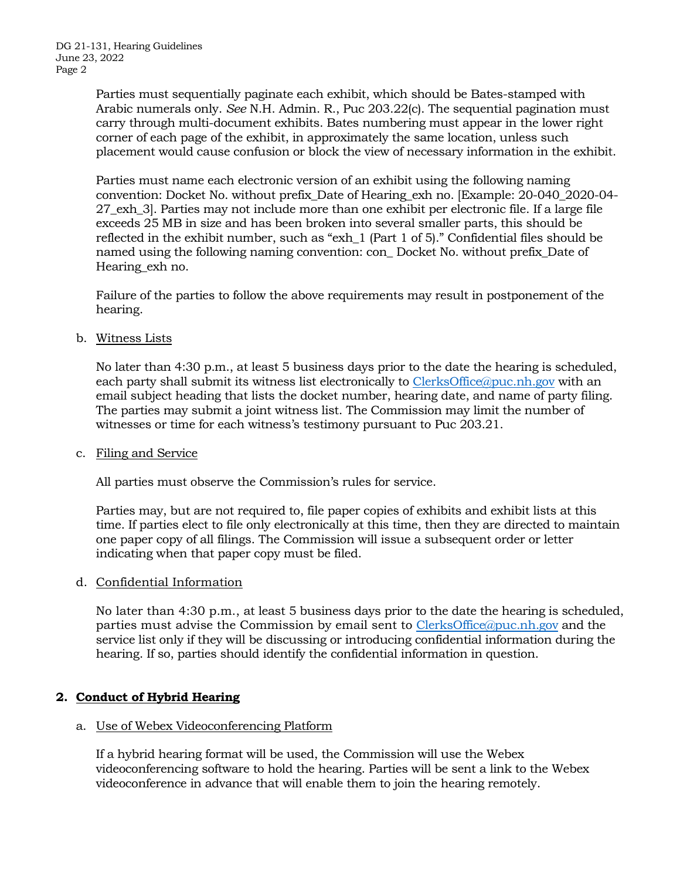Parties must sequentially paginate each exhibit, which should be Bates-stamped with Arabic numerals only. *See* N.H. Admin. R., Puc 203.22(c). The sequential pagination must carry through multi-document exhibits. Bates numbering must appear in the lower right corner of each page of the exhibit, in approximately the same location, unless such placement would cause confusion or block the view of necessary information in the exhibit.

Parties must name each electronic version of an exhibit using the following naming convention: Docket No. without prefix_Date of Hearing_exh no. [Example: 20-040_2020-04-27_exh_3]. Parties may not include more than one exhibit per electronic file. If a large file exceeds 25 MB in size and has been broken into several smaller parts, this should be reflected in the exhibit number, such as "exh_1 (Part 1 of 5)." Confidential files should be named using the following naming convention: con_ Docket No. without prefix_Date of Hearing_exh no.

Failure of the parties to follow the above requirements may result in postponement of the hearing.

b. Witness Lists

No later than 4:30 p.m., at least 5 business days prior to the date the hearing is scheduled, each party shall submit its witness list electronically to ClerksOffice@puc.nh.gov with an email subject heading that lists the docket number, hearing date, and name of party filing. The parties may submit a joint witness list. The Commission may limit the number of witnesses or time for each witness's testimony pursuant to Puc 203.21.

c. Filing and Service

All parties must observe the Commission's rules for service.

Parties may, but are not required to, file paper copies of exhibits and exhibit lists at this time. If parties elect to file only electronically at this time, then they are directed to maintain one paper copy of all filings. The Commission will issue a subsequent order or letter indicating when that paper copy must be filed.

d. Confidential Information

No later than 4:30 p.m., at least 5 business days prior to the date the hearing is scheduled, parties must advise the Commission by email sent to ClerksOffice@puc.nh.gov and the service list only if they will be discussing or introducing confidential information during the hearing. If so, parties should identify the confidential information in question.

## 2. Conduct of Hybrid Hearing

a. Use of Webex Videoconferencing Platform

If a hybrid hearing format will be used, the Commission will use the Webex videoconferencing software to hold the hearing. Parties will be sent a link to the Webex videoconference in advance that will enable them to join the hearing remotely.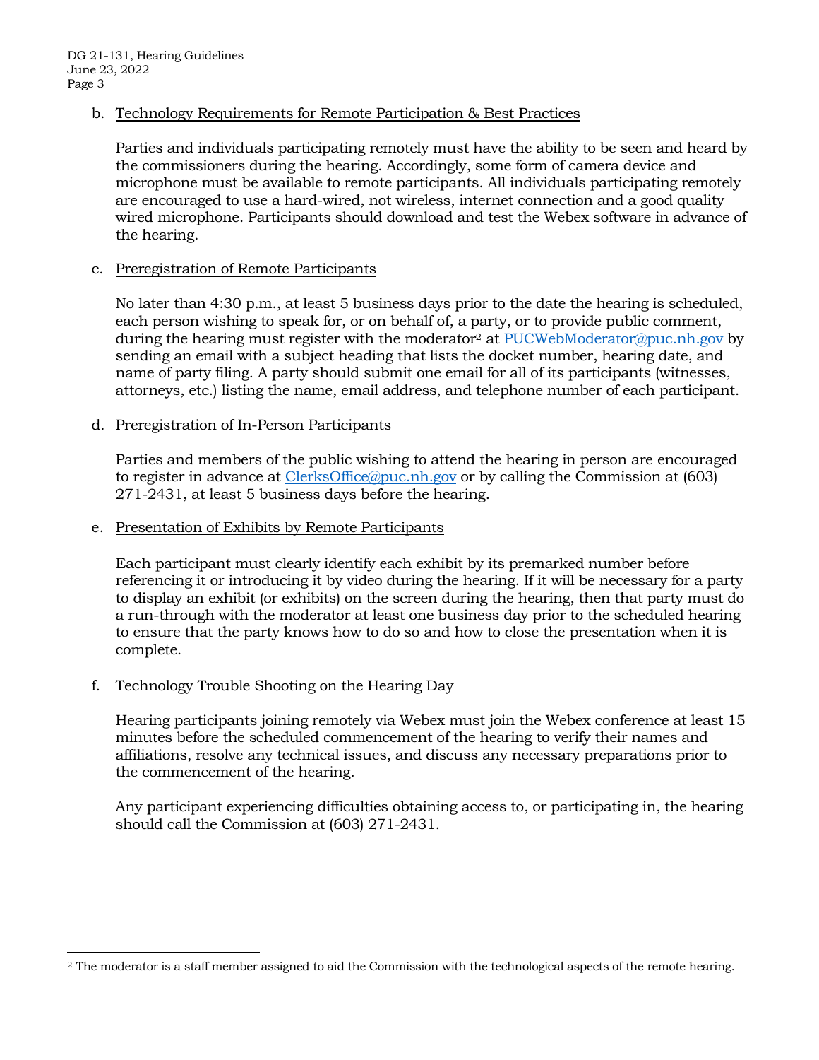b. Technology Requirements for Remote Participation & Best Practices

Parties and individuals participating remotely must have the ability to be seen and heard by the commissioners during the hearing. Accordingly, some form of camera device and microphone must be available to remote participants. All individuals participating remotely are encouraged to use a hard-wired, not wireless, internet connection and a good quality wired microphone. Participants should download and test the Webex software in advance of the hearing.

c. Preregistration of Remote Participants

No later than 4:30 p.m., at least 5 business days prior to the date the hearing is scheduled, each person wishing to speak for, or on behalf of, a party, or to provide public comment, during the hearing must register with the moderator[2] at PUCWebModerator@puc.nh.gov by sending an email with a subject heading that lists the docket number, hearing date, and name of party filing. A party should submit one email for all of its participants (witnesses, attorneys, etc.) listing the name, email address, and telephone number of each participant.

d. Preregistration of In-Person Participants

Parties and members of the public wishing to attend the hearing in person are encouraged to register in advance at ClerksOffice@puc.nh.gov or by calling the Commission at (603) 271-2431, at least 5 business days before the hearing.

e. Presentation of Exhibits by Remote Participants

Each participant must clearly identify each exhibit by its premarked number before referencing it or introducing it by video during the hearing. If it will be necessary for a party to display an exhibit (or exhibits) on the screen during the hearing, then that party must do a run-through with the moderator at least one business day prior to the scheduled hearing to ensure that the party knows how to do so and how to close the presentation when it is complete.

f. Technology Trouble Shooting on the Hearing Day

Hearing participants joining remotely via Webex must join the Webex conference at least 15 minutes before the scheduled commencement of the hearing to verify their names and affiliations, resolve any technical issues, and discuss any necessary preparations prior to the commencement of the hearing.

Any participant experiencing difficulties obtaining access to, or participating in, the hearing should call the Commission at (603) 271-2431.

---

[2] The moderator is a staff member assigned to aid the Commission with the technological aspects of the remote hearing.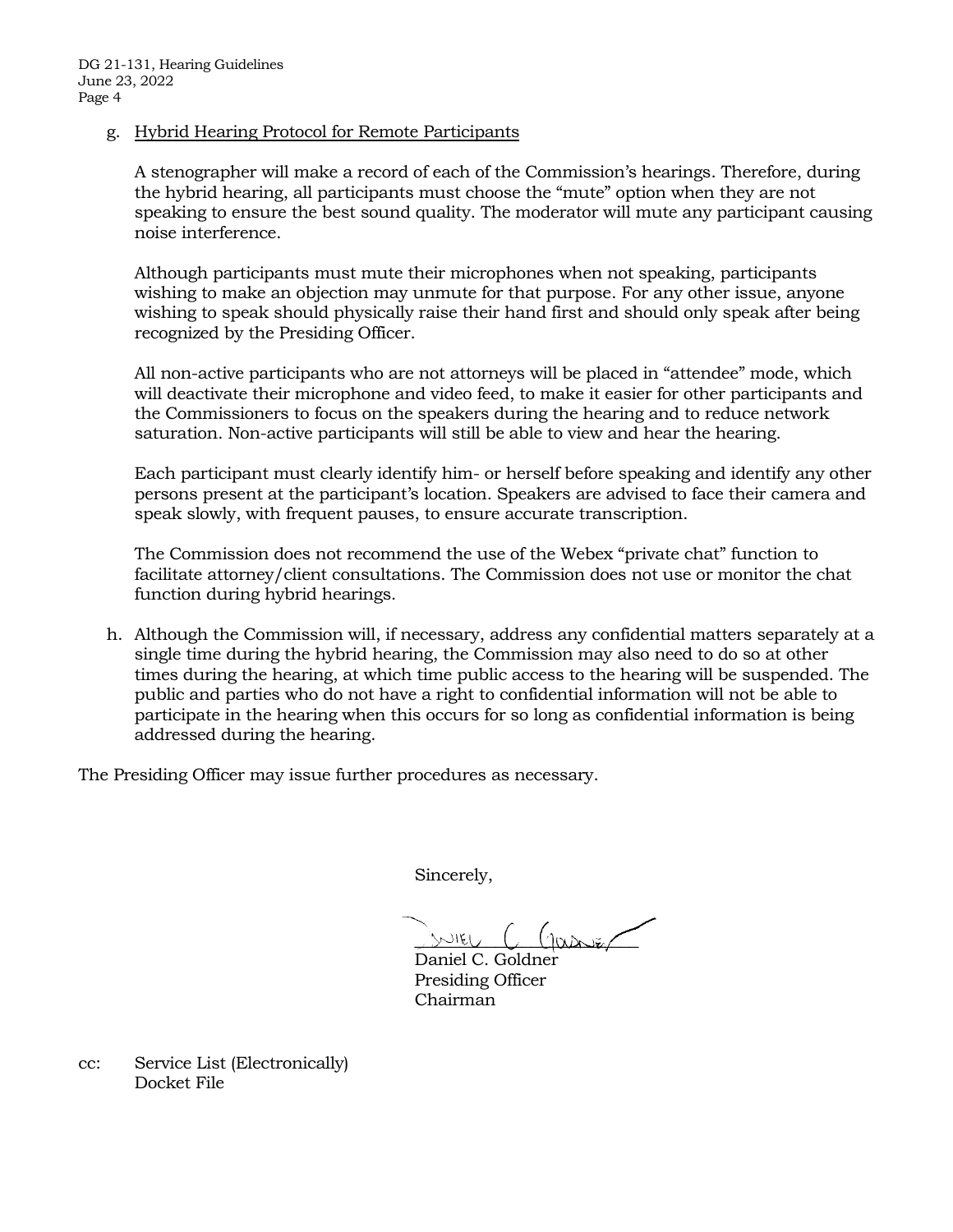g. Hybrid Hearing Protocol for Remote Participants

   A stenographer will make a record of each of the Commission's hearings. Therefore, during the hybrid hearing, all participants must choose the "mute" option when they are not speaking to ensure the best sound quality. The moderator will mute any participant causing noise interference.

   Although participants must mute their microphones when not speaking, participants wishing to make an objection may unmute for that purpose. For any other issue, anyone wishing to speak should physically raise their hand first and should only speak after being recognized by the Presiding Officer.

   All non-active participants who are not attorneys will be placed in "attendee" mode, which will deactivate their microphone and video feed, to make it easier for other participants and the Commissioners to focus on the speakers during the hearing and to reduce network saturation. Non-active participants will still be able to view and hear the hearing.

   Each participant must clearly identify him- or herself before speaking and identify any other persons present at the participant's location. Speakers are advised to face their camera and speak slowly, with frequent pauses, to ensure accurate transcription.

   The Commission does not recommend the use of the Webex "private chat" function to facilitate attorney/client consultations. The Commission does not use or monitor the chat function during hybrid hearings.

h. Although the Commission will, if necessary, address any confidential matters separately at a single time during the hybrid hearing, the Commission may also need to do so at other times during the hearing, at which time public access to the hearing will be suspended. The public and parties who do not have a right to confidential information will not be able to participate in the hearing when this occurs for so long as confidential information is being addressed during the hearing.

The Presiding Officer may issue further procedures as necessary.

Sincerely,

Daniel C. Goldner
Presiding Officer
Chairman

cc: Service List (Electronically)
Docket File